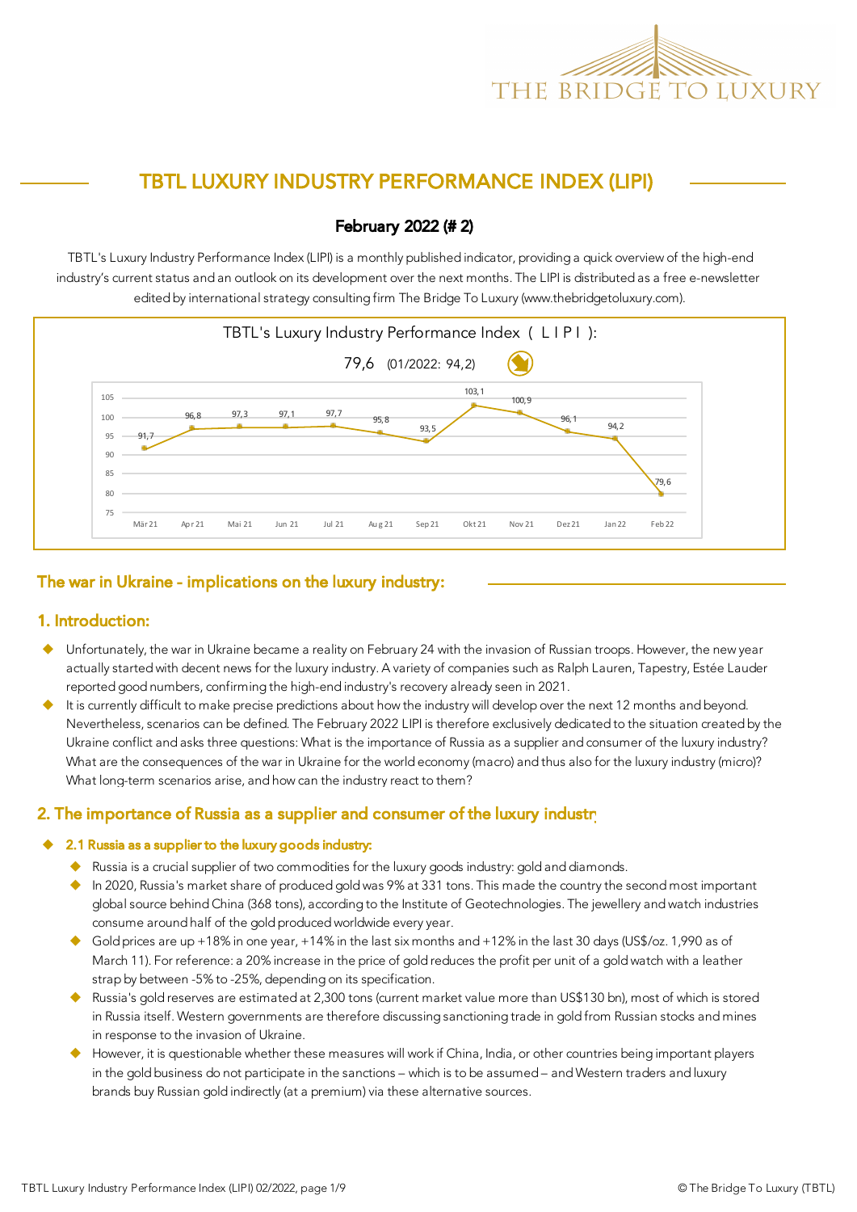# TBTL LUXURY INDUSTRY PERFORMANCE INDEX (LIPI)

**February 2022 (# 2)**

TBTL's Luxury Industry Performance Index (LIPI) is a monthly published indicator, providing a quick overview of the high-end industry's current status and an outlook on its development over the next months. The LIPI is distributed as a free e-newsletter edited by international strategy consulting firm The Bridge To Luxury (www.thebridgetoluxury.com).

TBTL's Luxury Industry Performance Index ( L I P I ):

79,6 (01/2022: 94,2)

105
100
95
90
85
80
75

91,7
96,8
97,3
97,1
97,7
95,8
93,5
103,1
100,9
96,1
94,2
79,6

Mär 21
Apr 21
Mai 21
Jun 21
Jul 21
Aug 21
Sep 21
Okt 21
Nov 21
Dez 21
Jan 22
Feb 22

## The war in Ukraine - implications on the luxury industry:

### 1. Introduction:

- Unfortunately, the war in Ukraine became a reality on February 24 with the invasion of Russian troops. However, the new year actually started with decent news for the luxury industry. A variety of companies such as Ralph Lauren, Tapestry, Estée Lauder reported good numbers, confirming the high-end industry's recovery already seen in 2021.
- It is currently difficult to make precise predictions about how the industry will develop over the next 12 months and beyond. Nevertheless, scenarios can be defined. The February 2022 LIPI is therefore exclusively dedicated to the situation created by the Ukraine conflict and asks three questions: What is the importance of Russia as a supplier and consumer of the luxury industry? What are the consequences of the war in Ukraine for the world economy (macro) and thus also for the luxury industry (micro)? What long-term scenarios arise, and how can the industry react to them?

### 2. The importance of Russia as a supplier and consumer of the luxury industr

- **2.1 Russia as a supplier to the luxury goods industry:**
  - Russia is a crucial supplier of two commodities for the luxury goods industry: gold and diamonds.
  - In 2020, Russia's market share of produced gold was 9% at 331 tons. This made the country the second most important global source behind China (368 tons), according to the Institute of Geotechnologies. The jewellery and watch industries consume around half of the gold produced worldwide every year.
  - Gold prices are up +18% in one year, +14% in the last six months and +12% in the last 30 days (US$/oz. 1,990 as of March 11). For reference: a 20% increase in the price of gold reduces the profit per unit of a gold watch with a leather strap by between -5% to -25%, depending on its specification.
  - Russia's gold reserves are estimated at 2,300 tons (current market value more than US$130 bn), most of which is stored in Russia itself. Western governments are therefore discussing sanctioning trade in gold from Russian stocks and mines in response to the invasion of Ukraine.
  - However, it is questionable whether these measures will work if China, India, or other countries being important players in the gold business do not participate in the sanctions – which is to be assumed – and Western traders and luxury brands buy Russian gold indirectly (at a premium) via these alternative sources.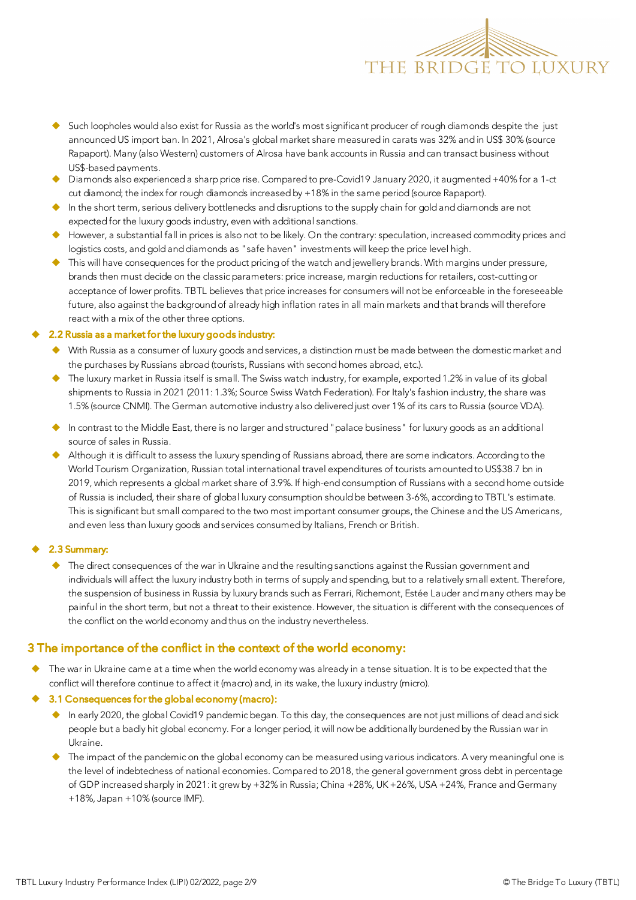- Such loopholes would also exist for Russia as the world's most significant producer of rough diamonds despite the just announced US import ban. In 2021, Alrosa's global market share measured in carats was 32% and in US$ 30% (source Rapaport). Many (also Western) customers of Alrosa have bank accounts in Russia and can transact business without US$-based payments.
- Diamonds also experienced a sharp price rise. Compared to pre-Covid19 January 2020, it augmented +40% for a 1-ct cut diamond; the index for rough diamonds increased by +18% in the same period (source Rapaport).
- In the short term, serious delivery bottlenecks and disruptions to the supply chain for gold and diamonds are not expected for the luxury goods industry, even with additional sanctions.
- However, a substantial fall in prices is also not to be likely. On the contrary: speculation, increased commodity prices and logistics costs, and gold and diamonds as "safe haven" investments will keep the price level high.
- This will have consequences for the product pricing of the watch and jewellery brands. With margins under pressure, brands then must decide on the classic parameters: price increase, margin reductions for retailers, cost-cutting or acceptance of lower profits. TBTL believes that price increases for consumers will not be enforceable in the foreseeable future, also against the background of already high inflation rates in all main markets and that brands will therefore react with a mix of the other three options.

### 2.2 Russia as a market for the luxury goods industry:

- With Russia as a consumer of luxury goods and services, a distinction must be made between the domestic market and the purchases by Russians abroad (tourists, Russians with second homes abroad, etc.).
- The luxury market in Russia itself is small. The Swiss watch industry, for example, exported 1.2% in value of its global shipments to Russia in 2021 (2011: 1.3%; Source Swiss Watch Federation). For Italy's fashion industry, the share was 1.5% (source CNMI). The German automotive industry also delivered just over 1% of its cars to Russia (source VDA).
- In contrast to the Middle East, there is no larger and structured "palace business" for luxury goods as an additional source of sales in Russia.
- Although it is difficult to assess the luxury spending of Russians abroad, there are some indicators. According to the World Tourism Organization, Russian total international travel expenditures of tourists amounted to US$38.7 bn in 2019, which represents a global market share of 3.9%. If high-end consumption of Russians with a second home outside of Russia is included, their share of global luxury consumption should be between 3-6%, according to TBTL's estimate. This is significant but small compared to the two most important consumer groups, the Chinese and the US Americans, and even less than luxury goods and services consumed by Italians, French or British.

### 2.3 Summary:

- The direct consequences of the war in Ukraine and the resulting sanctions against the Russian government and individuals will affect the luxury industry both in terms of supply and spending, but to a relatively small extent. Therefore, the suspension of business in Russia by luxury brands such as Ferrari, Richemont, Estée Lauder and many others may be painful in the short term, but not a threat to their existence. However, the situation is different with the consequences of the conflict on the world economy and thus on the industry nevertheless.

## 3 The importance of the conflict in the context of the world economy:

- The war in Ukraine came at a time when the world economy was already in a tense situation. It is to be expected that the conflict will therefore continue to affect it (macro) and, in its wake, the luxury industry (micro).

### 3.1 Consequences for the global economy (macro):

- In early 2020, the global Covid19 pandemic began. To this day, the consequences are not just millions of dead and sick people but a badly hit global economy. For a longer period, it will now be additionally burdened by the Russian war in Ukraine.
- The impact of the pandemic on the global economy can be measured using various indicators. A very meaningful one is the level of indebtedness of national economies. Compared to 2018, the general government gross debt in percentage of GDP increased sharply in 2021: it grew by +32% in Russia; China +28%, UK +26%, USA +24%, France and Germany +18%, Japan +10% (source IMF).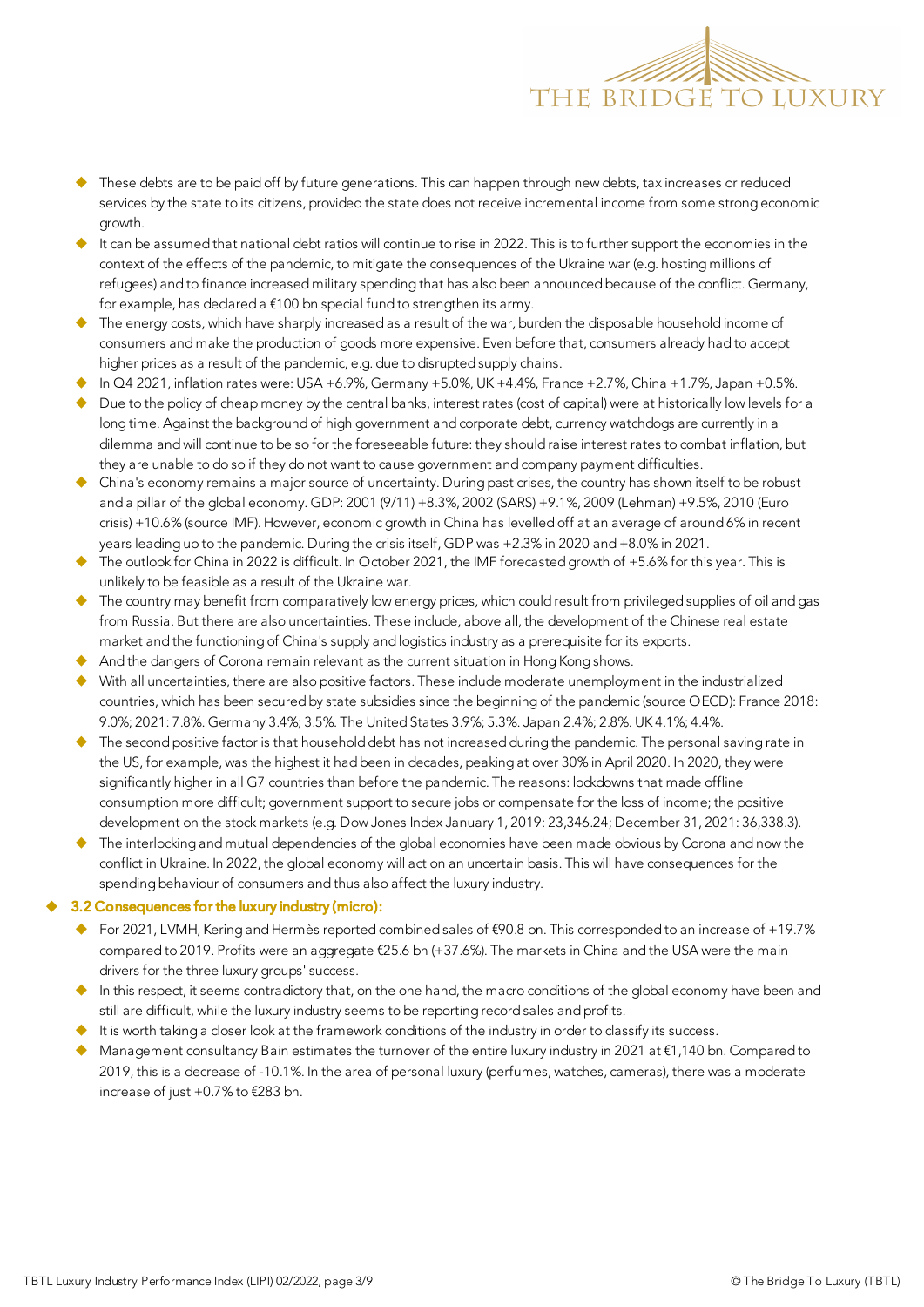- These debts are to be paid off by future generations. This can happen through new debts, tax increases or reduced services by the state to its citizens, provided the state does not receive incremental income from some strong economic growth.
- It can be assumed that national debt ratios will continue to rise in 2022. This is to further support the economies in the context of the effects of the pandemic, to mitigate the consequences of the Ukraine war (e.g. hosting millions of refugees) and to finance increased military spending that has also been announced because of the conflict. Germany, for example, has declared a €100 bn special fund to strengthen its army.
- The energy costs, which have sharply increased as a result of the war, burden the disposable household income of consumers and make the production of goods more expensive. Even before that, consumers already had to accept higher prices as a result of the pandemic, e.g. due to disrupted supply chains.
- In Q4 2021, inflation rates were: USA +6.9%, Germany +5.0%, UK +4.4%, France +2.7%, China +1.7%, Japan +0.5%.
- Due to the policy of cheap money by the central banks, interest rates (cost of capital) were at historically low levels for a long time. Against the background of high government and corporate debt, currency watchdogs are currently in a dilemma and will continue to be so for the foreseeable future: they should raise interest rates to combat inflation, but they are unable to do so if they do not want to cause government and company payment difficulties.
- China's economy remains a major source of uncertainty. During past crises, the country has shown itself to be robust and a pillar of the global economy. GDP: 2001 (9/11) +8.3%, 2002 (SARS) +9.1%, 2009 (Lehman) +9.5%, 2010 (Euro crisis) +10.6% (source IMF). However, economic growth in China has levelled off at an average of around 6% in recent years leading up to the pandemic. During the crisis itself, GDP was +2.3% in 2020 and +8.0% in 2021.
- The outlook for China in 2022 is difficult. In October 2021, the IMF forecasted growth of +5.6% for this year. This is unlikely to be feasible as a result of the Ukraine war.
- The country may benefit from comparatively low energy prices, which could result from privileged supplies of oil and gas from Russia. But there are also uncertainties. These include, above all, the development of the Chinese real estate market and the functioning of China's supply and logistics industry as a prerequisite for its exports.
- And the dangers of Corona remain relevant as the current situation in Hong Kong shows.
- With all uncertainties, there are also positive factors. These include moderate unemployment in the industrialized countries, which has been secured by state subsidies since the beginning of the pandemic (source OECD): France 2018: 9.0%; 2021: 7.8%. Germany 3.4%; 3.5%. The United States 3.9%; 5.3%. Japan 2.4%; 2.8%. UK 4.1%; 4.4%.
- The second positive factor is that household debt has not increased during the pandemic. The personal saving rate in the US, for example, was the highest it had been in decades, peaking at over 30% in April 2020. In 2020, they were significantly higher in all G7 countries than before the pandemic. The reasons: lockdowns that made offline consumption more difficult; government support to secure jobs or compensate for the loss of income; the positive development on the stock markets (e.g. Dow Jones Index January 1, 2019: 23,346.24; December 31, 2021: 36,338.3).
- The interlocking and mutual dependencies of the global economies have been made obvious by Corona and now the conflict in Ukraine. In 2022, the global economy will act on an uncertain basis. This will have consequences for the spending behaviour of consumers and thus also affect the luxury industry.

### 3.2 Consequences for the luxury industry (micro):

- For 2021, LVMH, Kering and Hermès reported combined sales of €90.8 bn. This corresponded to an increase of +19.7% compared to 2019. Profits were an aggregate €25.6 bn (+37.6%). The markets in China and the USA were the main drivers for the three luxury groups' success.
- In this respect, it seems contradictory that, on the one hand, the macro conditions of the global economy have been and still are difficult, while the luxury industry seems to be reporting record sales and profits.
- It is worth taking a closer look at the framework conditions of the industry in order to classify its success.
- Management consultancy Bain estimates the turnover of the entire luxury industry in 2021 at €1,140 bn. Compared to 2019, this is a decrease of -10.1%. In the area of personal luxury (perfumes, watches, cameras), there was a moderate increase of just +0.7% to €283 bn.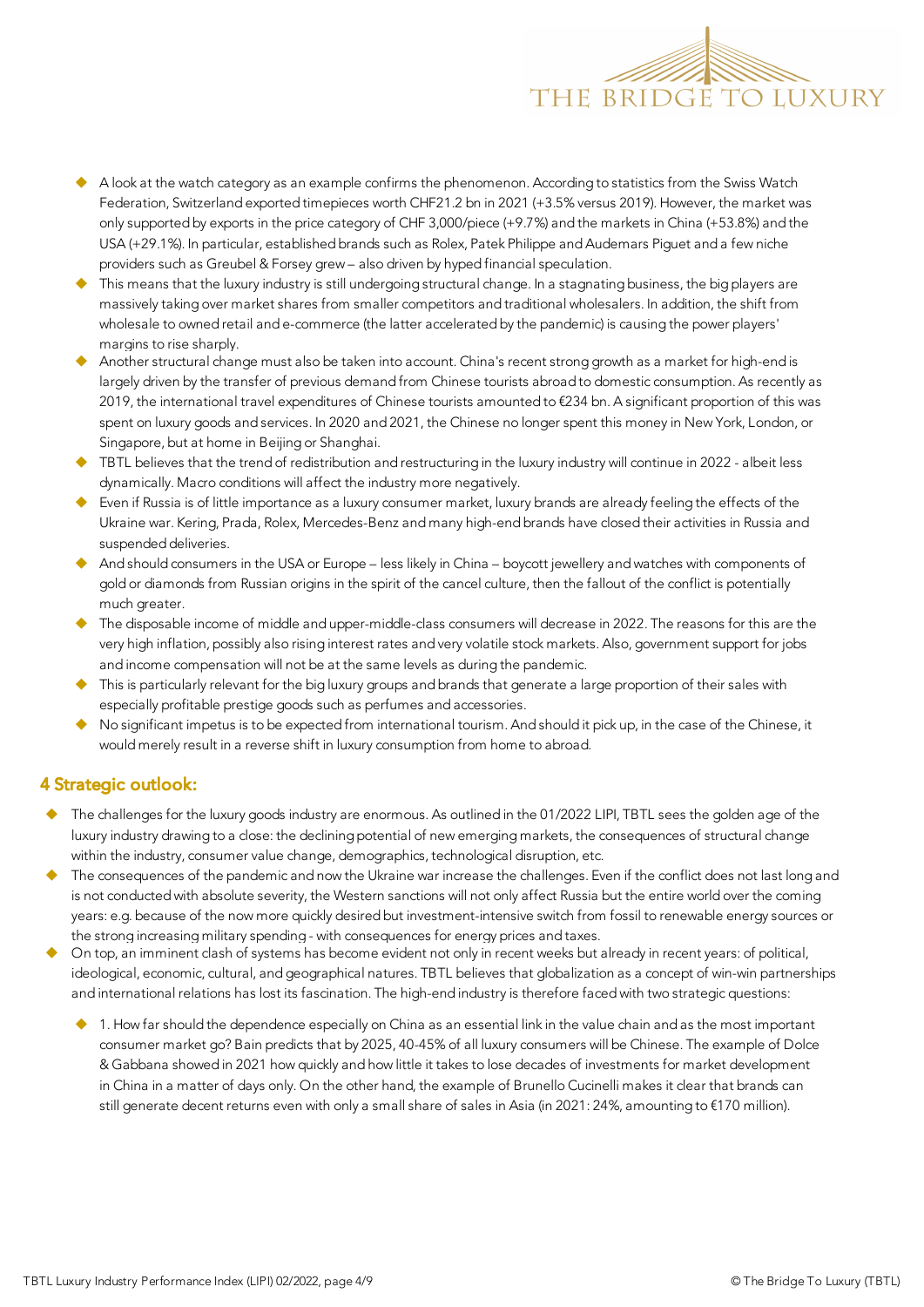- A look at the watch category as an example confirms the phenomenon. According to statistics from the Swiss Watch Federation, Switzerland exported timepieces worth CHF21.2 bn in 2021 (+3.5% versus 2019). However, the market was only supported by exports in the price category of CHF 3,000/piece (+9.7%) and the markets in China (+53.8%) and the USA (+29.1%). In particular, established brands such as Rolex, Patek Philippe and Audemars Piguet and a few niche providers such as Greubel & Forsey grew – also driven by hyped financial speculation.
- This means that the luxury industry is still undergoing structural change. In a stagnating business, the big players are massively taking over market shares from smaller competitors and traditional wholesalers. In addition, the shift from wholesale to owned retail and e-commerce (the latter accelerated by the pandemic) is causing the power players' margins to rise sharply.
- Another structural change must also be taken into account. China's recent strong growth as a market for high-end is largely driven by the transfer of previous demand from Chinese tourists abroad to domestic consumption. As recently as 2019, the international travel expenditures of Chinese tourists amounted to €234 bn. A significant proportion of this was spent on luxury goods and services. In 2020 and 2021, the Chinese no longer spent this money in New York, London, or Singapore, but at home in Beijing or Shanghai.
- TBTL believes that the trend of redistribution and restructuring in the luxury industry will continue in 2022 - albeit less dynamically. Macro conditions will affect the industry more negatively.
- Even if Russia is of little importance as a luxury consumer market, luxury brands are already feeling the effects of the Ukraine war. Kering, Prada, Rolex, Mercedes-Benz and many high-end brands have closed their activities in Russia and suspended deliveries.
- And should consumers in the USA or Europe – less likely in China – boycott jewellery and watches with components of gold or diamonds from Russian origins in the spirit of the cancel culture, then the fallout of the conflict is potentially much greater.
- The disposable income of middle and upper-middle-class consumers will decrease in 2022. The reasons for this are the very high inflation, possibly also rising interest rates and very volatile stock markets. Also, government support for jobs and income compensation will not be at the same levels as during the pandemic.
- This is particularly relevant for the big luxury groups and brands that generate a large proportion of their sales with especially profitable prestige goods such as perfumes and accessories.
- No significant impetus is to be expected from international tourism. And should it pick up, in the case of the Chinese, it would merely result in a reverse shift in luxury consumption from home to abroad.

## 4 Strategic outlook:

- The challenges for the luxury goods industry are enormous. As outlined in the 01/2022 LIPI, TBTL sees the golden age of the luxury industry drawing to a close: the declining potential of new emerging markets, the consequences of structural change within the industry, consumer value change, demographics, technological disruption, etc.
- The consequences of the pandemic and now the Ukraine war increase the challenges. Even if the conflict does not last long and is not conducted with absolute severity, the Western sanctions will not only affect Russia but the entire world over the coming years: e.g. because of the now more quickly desired but investment-intensive switch from fossil to renewable energy sources or the strong increasing military spending - with consequences for energy prices and taxes.
- On top, an imminent clash of systems has become evident not only in recent weeks but already in recent years: of political, ideological, economic, cultural, and geographical natures. TBTL believes that globalization as a concept of win-win partnerships and international relations has lost its fascination. The high-end industry is therefore faced with two strategic questions:
  - 1. How far should the dependence especially on China as an essential link in the value chain and as the most important consumer market go? Bain predicts that by 2025, 40-45% of all luxury consumers will be Chinese. The example of Dolce & Gabbana showed in 2021 how quickly and how little it takes to lose decades of investments for market development in China in a matter of days only. On the other hand, the example of Brunello Cucinelli makes it clear that brands can still generate decent returns even with only a small share of sales in Asia (in 2021: 24%, amounting to €170 million).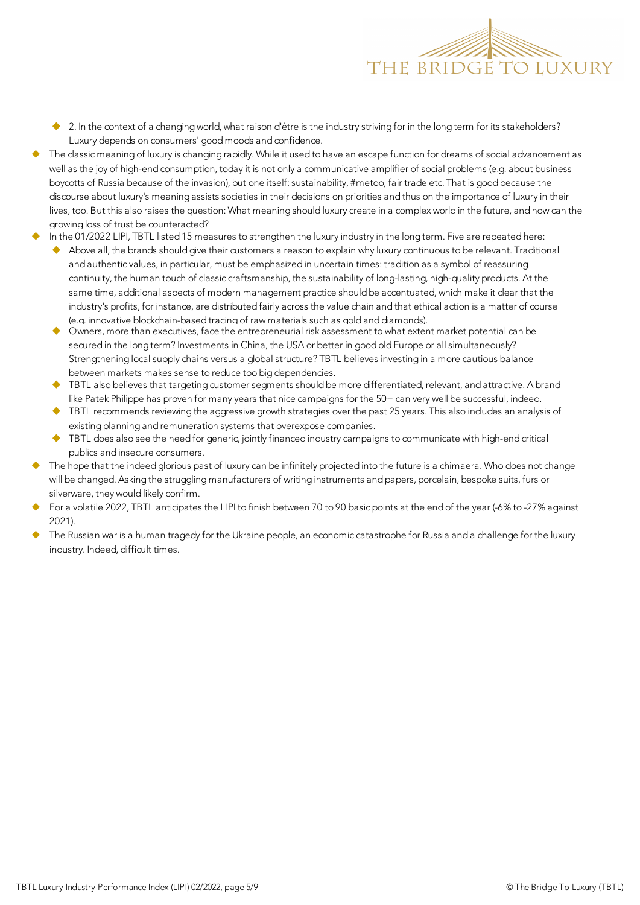- 2. In the context of a changing world, what raison d'être is the industry striving for in the long term for its stakeholders? Luxury depends on consumers' good moods and confidence.

- The classic meaning of luxury is changing rapidly. While it used to have an escape function for dreams of social advancement as well as the joy of high-end consumption, today it is not only a communicative amplifier of social problems (e.g. about business boycotts of Russia because of the invasion), but one itself: sustainability, #metoo, fair trade etc. That is good because the discourse about luxury's meaning assists societies in their decisions on priorities and thus on the importance of luxury in their lives, too. But this also raises the question: What meaning should luxury create in a complex world in the future, and how can the growing loss of trust be counteracted?
- In the 01/2022 LIPI, TBTL listed 15 measures to strengthen the luxury industry in the long term. Five are repeated here:
  - Above all, the brands should give their customers a reason to explain why luxury continuous to be relevant. Traditional and authentic values, in particular, must be emphasized in uncertain times: tradition as a symbol of reassuring continuity, the human touch of classic craftsmanship, the sustainability of long-lasting, high-quality products. At the same time, additional aspects of modern management practice should be accentuated, which make it clear that the industry's profits, for instance, are distributed fairly across the value chain and that ethical action is a matter of course (e.g. innovative blockchain-based tracing of raw materials such as gold and diamonds).
  - Owners, more than executives, face the entrepreneurial risk assessment to what extent market potential can be secured in the long term? Investments in China, the USA or better in good old Europe or all simultaneously? Strengthening local supply chains versus a global structure? TBTL believes investing in a more cautious balance between markets makes sense to reduce too big dependencies.
  - TBTL also believes that targeting customer segments should be more differentiated, relevant, and attractive. A brand like Patek Philippe has proven for many years that nice campaigns for the 50+ can very well be successful, indeed.
  - TBTL recommends reviewing the aggressive growth strategies over the past 25 years. This also includes an analysis of existing planning and remuneration systems that overexpose companies.
  - TBTL does also see the need for generic, jointly financed industry campaigns to communicate with high-end critical publics and insecure consumers.
- The hope that the indeed glorious past of luxury can be infinitely projected into the future is a chimaera. Who does not change will be changed. Asking the struggling manufacturers of writing instruments and papers, porcelain, bespoke suits, furs or silverware, they would likely confirm.
- For a volatile 2022, TBTL anticipates the LIPI to finish between 70 to 90 basic points at the end of the year (-6% to -27% against 2021).
- The Russian war is a human tragedy for the Ukraine people, an economic catastrophe for Russia and a challenge for the luxury industry. Indeed, difficult times.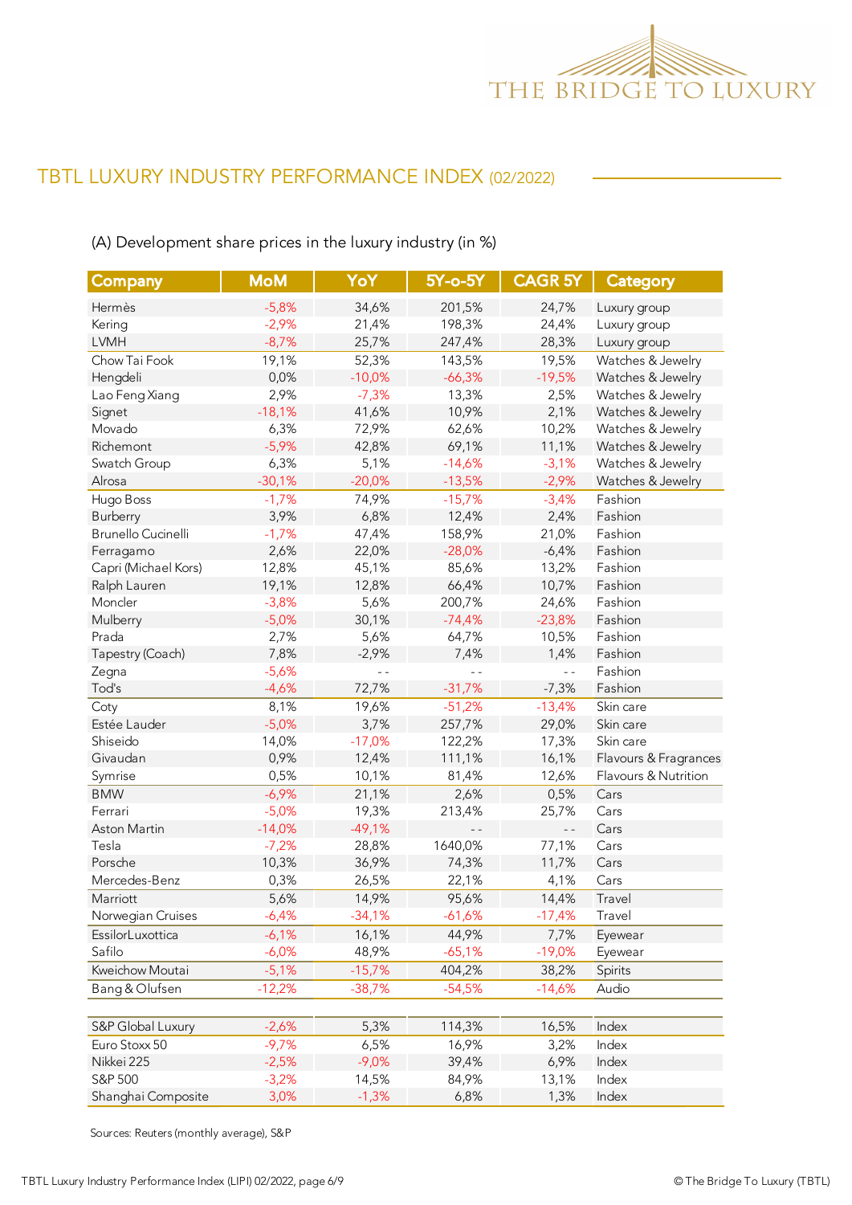## TBTL LUXURY INDUSTRY PERFORMANCE INDEX (02/2022)

(A) Development share prices in the luxury industry (in %)

| Company | MoM | YoY | 5Y-o-5Y | CAGR 5Y | Category |
|---|---|---|---|---|---|
| Hermès | -5,8% | 34,6% | 201,5% | 24,7% | Luxury group |
| Kering | -2,9% | 21,4% | 198,3% | 24,4% | Luxury group |
| LVMH | -8,7% | 25,7% | 247,4% | 28,3% | Luxury group |
| Chow Tai Fook | 19,1% | 52,3% | 143,5% | 19,5% | Watches & Jewelry |
| Hengdeli | 0,0% | -10,0% | -66,3% | -19,5% | Watches & Jewelry |
| Lao Feng Xiang | 2,9% | -7,3% | 13,3% | 2,5% | Watches & Jewelry |
| Signet | -18,1% | 41,6% | 10,9% | 2,1% | Watches & Jewelry |
| Movado | 6,3% | 72,9% | 62,6% | 10,2% | Watches & Jewelry |
| Richemont | -5,9% | 42,8% | 69,1% | 11,1% | Watches & Jewelry |
| Swatch Group | 6,3% | 5,1% | -14,6% | -3,1% | Watches & Jewelry |
| Alrosa | -30,1% | -20,0% | -13,5% | -2,9% | Watches & Jewelry |
| Hugo Boss | -1,7% | 74,9% | -15,7% | -3,4% | Fashion |
| Burberry | 3,9% | 6,8% | 12,4% | 2,4% | Fashion |
| Brunello Cucinelli | -1,7% | 47,4% | 158,9% | 21,0% | Fashion |
| Ferragamo | 2,6% | 22,0% | -28,0% | -6,4% | Fashion |
| Capri (Michael Kors) | 12,8% | 45,1% | 85,6% | 13,2% | Fashion |
| Ralph Lauren | 19,1% | 12,8% | 66,4% | 10,7% | Fashion |
| Moncler | -3,8% | 5,6% | 200,7% | 24,6% | Fashion |
| Mulberry | -5,0% | 30,1% | -74,4% | -23,8% | Fashion |
| Prada | 2,7% | 5,6% | 64,7% | 10,5% | Fashion |
| Tapestry (Coach) | 7,8% | -2,9% | 7,4% | 1,4% | Fashion |
| Zegna | -5,6% | - - | - - | - - | Fashion |
| Tod's | -4,6% | 72,7% | -31,7% | -7,3% | Fashion |
| Coty | 8,1% | 19,6% | -51,2% | -13,4% | Skin care |
| Estée Lauder | -5,0% | 3,7% | 257,7% | 29,0% | Skin care |
| Shiseido | 14,0% | -17,0% | 122,2% | 17,3% | Skin care |
| Givaudan | 0,9% | 12,4% | 111,1% | 16,1% | Flavours & Fragrances |
| Symrise | 0,5% | 10,1% | 81,4% | 12,6% | Flavours & Nutrition |
| BMW | -6,9% | 21,1% | 2,6% | 0,5% | Cars |
| Ferrari | -5,0% | 19,3% | 213,4% | 25,7% | Cars |
| Aston Martin | -14,0% | -49,1% | - - | - - | Cars |
| Tesla | -7,2% | 28,8% | 1640,0% | 77,1% | Cars |
| Porsche | 10,3% | 36,9% | 74,3% | 11,7% | Cars |
| Mercedes-Benz | 0,3% | 26,5% | 22,1% | 4,1% | Cars |
| Marriott | 5,6% | 14,9% | 95,6% | 14,4% | Travel |
| Norwegian Cruises | -6,4% | -34,1% | -61,6% | -17,4% | Travel |
| EssilorLuxottica | -6,1% | 16,1% | 44,9% | 7,7% | Eyewear |
| Safilo | -6,0% | 48,9% | -65,1% | -19,0% | Eyewear |
| Kweichow Moutai | -5,1% | -15,7% | 404,2% | 38,2% | Spirits |
| Bang & Olufsen | -12,2% | -38,7% | -54,5% | -14,6% | Audio |
| S&P Global Luxury | -2,6% | 5,3% | 114,3% | 16,5% | Index |
| Euro Stoxx 50 | -9,7% | 6,5% | 16,9% | 3,2% | Index |
| Nikkei 225 | -2,5% | -9,0% | 39,4% | 6,9% | Index |
| S&P 500 | -3,2% | 14,5% | 84,9% | 13,1% | Index |
| Shanghai Composite | 3,0% | -1,3% | 6,8% | 1,3% | Index |

Sources: Reuters (monthly average), S&P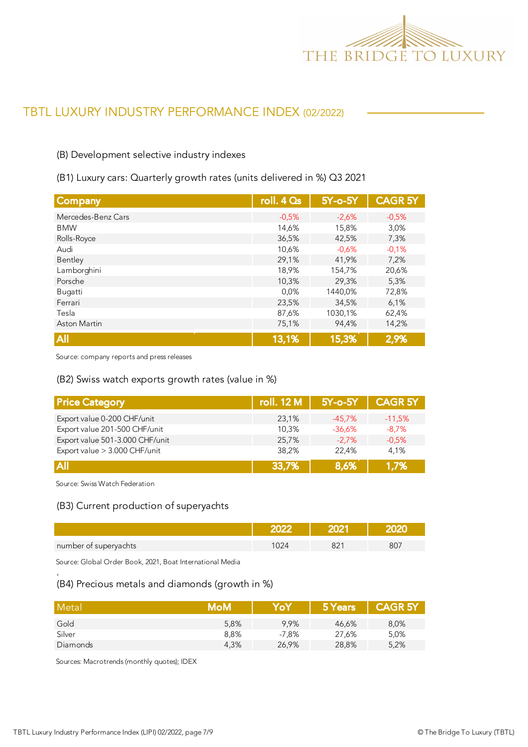## TBTL LUXURY INDUSTRY PERFORMANCE INDEX (02/2022)

### (B) Development selective industry indexes

#### (B1) Luxury cars: Quarterly growth rates (units delivered in %) Q3 2021

| Company | roll. 4 Qs | 5Y-o-5Y | CAGR 5Y |
|---|---|---|---|
| Mercedes-Benz Cars | -0,5% | -2,6% | -0,5% |
| BMW | 14,6% | 15,8% | 3,0% |
| Rolls-Royce | 36,5% | 42,5% | 7,3% |
| Audi | 10,6% | -0,6% | -0,1% |
| Bentley | 29,1% | 41,9% | 7,2% |
| Lamborghini | 18,9% | 154,7% | 20,6% |
| Porsche | 10,3% | 29,3% | 5,3% |
| Bugatti | 0,0% | 1440,0% | 72,8% |
| Ferrari | 23,5% | 34,5% | 6,1% |
| Tesla | 87,6% | 1030,1% | 62,4% |
| Aston Martin | 75,1% | 94,4% | 14,2% |
| **All** | **13,1%** | **15,3%** | **2,9%** |

Source: company reports and press releases

#### (B2) Swiss watch exports growth rates (value in %)

| Price Category | roll. 12 M | 5Y-o-5Y | CAGR 5Y |
|---|---|---|---|
| Export value 0-200 CHF/unit | 23,1% | -45,7% | -11,5% |
| Export value 201-500 CHF/unit | 10,3% | -36,6% | -8,7% |
| Export value 501-3.000 CHF/unit | 25,7% | -2,7% | -0,5% |
| Export value > 3.000 CHF/unit | 38,2% | 22,4% | 4,1% |
| **All** | **33,7%** | **8,6%** | **1,7%** |

Source: Swiss Watch Federation

#### (B3) Current production of superyachts

| | 2022 | 2021 | 2020 |
|---|---|---|---|
| number of superyachts | 1024 | 821 | 807 |

Source: Global Order Book, 2021, Boat International Media

#### (B4) Precious metals and diamonds (growth in %)

| Metal | MoM | YoY | 5 Years | CAGR 5Y |
|---|---|---|---|---|
| Gold | 5,8% | 9,9% | 46,6% | 8,0% |
| Silver | 8,8% | -7,8% | 27,6% | 5,0% |
| Diamonds | 4,3% | 26,9% | 28,8% | 5,2% |

Sources: Macrotrends (monthly quotes); IDEX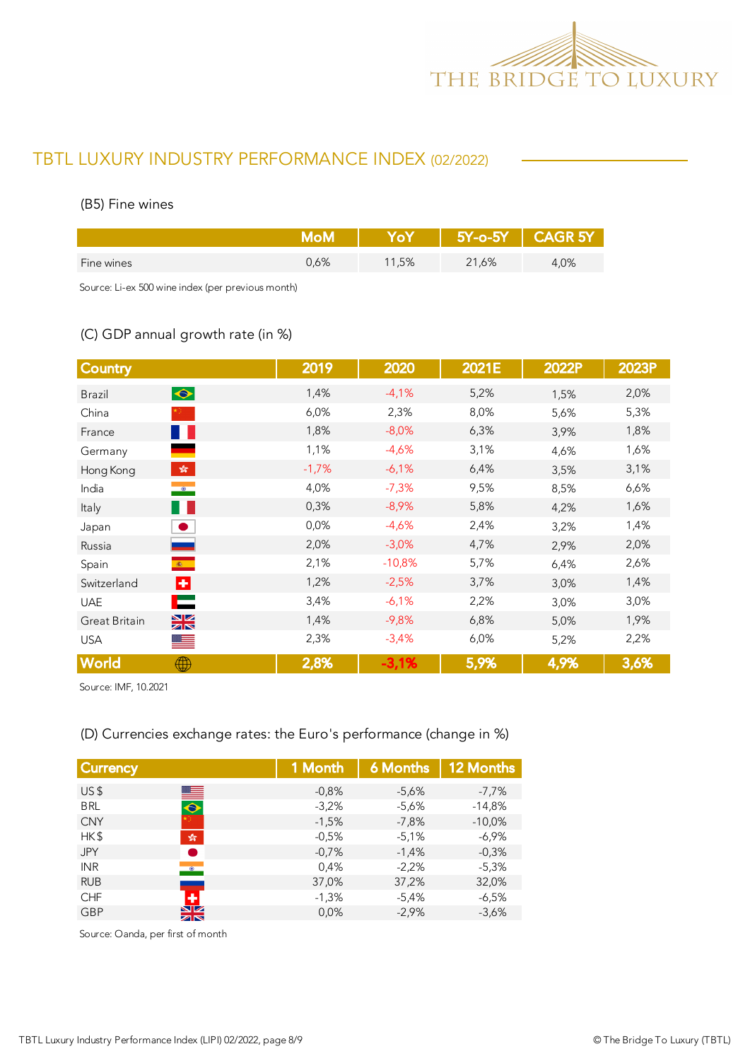## TBTL LUXURY INDUSTRY PERFORMANCE INDEX (02/2022)

### (B5) Fine wines

| | MoM | YoY | 5Y-o-5Y | CAGR 5Y |
|---|---|---|---|---|
| Fine wines | 0,6% | 11,5% | 21,6% | 4,0% |

Source: Li-ex 500 wine index (per previous month)

### (C) GDP annual growth rate (in %)

| Country | 2019 | 2020 | 2021E | 2022P | 2023P |
|---|---|---|---|---|---|
| Brazil | 1,4% | -4,1% | 5,2% | 1,5% | 2,0% |
| China | 6,0% | 2,3% | 8,0% | 5,6% | 5,3% |
| France | 1,8% | -8,0% | 6,3% | 3,9% | 1,8% |
| Germany | 1,1% | -4,6% | 3,1% | 4,6% | 1,6% |
| Hong Kong | -1,7% | -6,1% | 6,4% | 3,5% | 3,1% |
| India | 4,0% | -7,3% | 9,5% | 8,5% | 6,6% |
| Italy | 0,3% | -8,9% | 5,8% | 4,2% | 1,6% |
| Japan | 0,0% | -4,6% | 2,4% | 3,2% | 1,4% |
| Russia | 2,0% | -3,0% | 4,7% | 2,9% | 2,0% |
| Spain | 2,1% | -10,8% | 5,7% | 6,4% | 2,6% |
| Switzerland | 1,2% | -2,5% | 3,7% | 3,0% | 1,4% |
| UAE | 3,4% | -6,1% | 2,2% | 3,0% | 3,0% |
| Great Britain | 1,4% | -9,8% | 6,8% | 5,0% | 1,9% |
| USA | 2,3% | -3,4% | 6,0% | 5,2% | 2,2% |
| **World** | **2,8%** | **-3,1%** | **5,9%** | **4,9%** | **3,6%** |

Source: IMF, 10.2021

### (D) Currencies exchange rates: the Euro's performance (change in %)

| Currency | 1 Month | 6 Months | 12 Months |
|---|---|---|---|
| US $ | -0,8% | -5,6% | -7,7% |
| BRL | -3,2% | -5,6% | -14,8% |
| CNY | -1,5% | -7,8% | -10,0% |
| HK $ | -0,5% | -5,1% | -6,9% |
| JPY | -0,7% | -1,4% | -0,3% |
| INR | 0,4% | -2,2% | -5,3% |
| RUB | 37,0% | 37,2% | 32,0% |
| CHF | -1,3% | -5,4% | -6,5% |
| GBP | 0,0% | -2,9% | -3,6% |

Source: Oanda, per first of month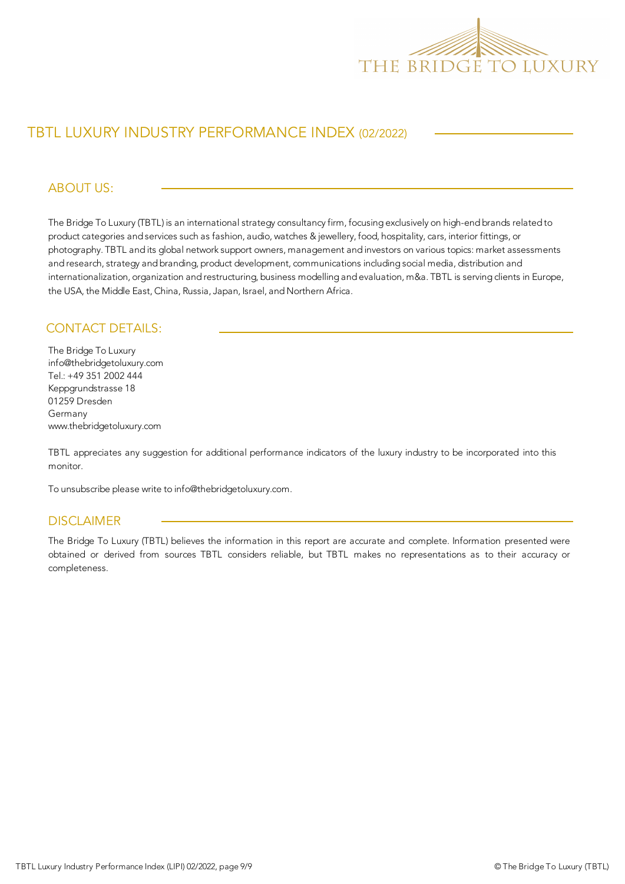## TBTL LUXURY INDUSTRY PERFORMANCE INDEX (02/2022)

### ABOUT US:

The Bridge To Luxury (TBTL) is an international strategy consultancy firm, focusing exclusively on high-end brands related to product categories and services such as fashion, audio, watches & jewellery, food, hospitality, cars, interior fittings, or photography. TBTL and its global network support owners, management and investors on various topics: market assessments and research, strategy and branding, product development, communications including social media, distribution and internationalization, organization and restructuring, business modelling and evaluation, m&a. TBTL is serving clients in Europe, the USA, the Middle East, China, Russia, Japan, Israel, and Northern Africa.

### CONTACT DETAILS:

The Bridge To Luxury
info@thebridgetoluxury.com
Tel.: +49 351 2002 444
Keppgrundstrasse 18
01259 Dresden
Germany
www.thebridgetoluxury.com

TBTL appreciates any suggestion for additional performance indicators of the luxury industry to be incorporated into this monitor.

To unsubscribe please write to info@thebridgetoluxury.com.

### DISCLAIMER

The Bridge To Luxury (TBTL) believes the information in this report are accurate and complete. Information presented were obtained or derived from sources TBTL considers reliable, but TBTL makes no representations as to their accuracy or completeness.